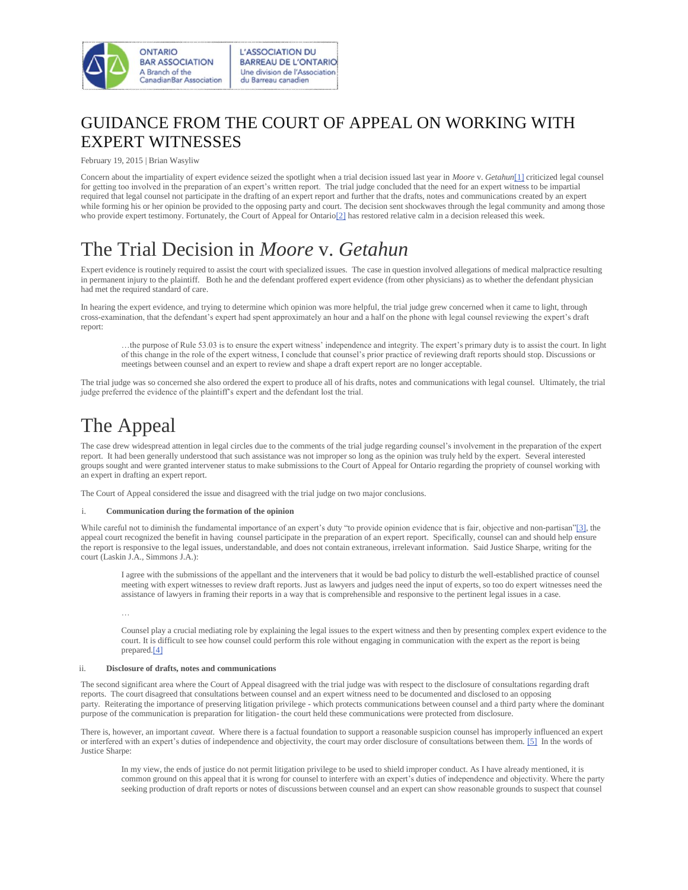# GUIDANCE FROM THE COURT OF APPEAL ON WORKING WITH EXPERT WITNESSES

February 19, 2015 | Brian Wasyliw

Concern about the impartiality of expert evidence seized the spotlight when a trial decision issued last year in *Moore* v. *Getahun*[1] criticized legal counsel for getting too involved in the preparation of an expert's written report. The trial judge concluded that the need for an expert witness to be impartial required that legal counsel not participate in the drafting of an expert report and further that the drafts, notes and communications created by an expert while forming his or her opinion be provided to the opposing party and court. The decision sent shockwaves through the legal community and among those who provide expert testimony. Fortunately, the Court of Appeal for Ontario[2] has restored relative calm in a decision released this week.

# The Trial Decision in *Moore* v. *Getahun*

Expert evidence is routinely required to assist the court with specialized issues. The case in question involved allegations of medical malpractice resulting in permanent injury to the plaintiff. Both he and the defendant proffered expert evidence (from other physicians) as to whether the defendant physician had met the required standard of care.

In hearing the expert evidence, and trying to determine which opinion was more helpful, the trial judge grew concerned when it came to light, through cross-examination, that the defendant's expert had spent approximately an hour and a half on the phone with legal counsel reviewing the expert's draft report:

> …the purpose of Rule 53.03 is to ensure the expert witness' independence and integrity. The expert's primary duty is to assist the court. In light of this change in the role of the expert witness, I conclude that counsel's prior practice of reviewing draft reports should stop. Discussions or meetings between counsel and an expert to review and shape a draft expert report are no longer acceptable.

The trial judge was so concerned she also ordered the expert to produce all of his drafts, notes and communications with legal counsel. Ultimately, the trial judge preferred the evidence of the plaintiff's expert and the defendant lost the trial.

# The Appeal

The case drew widespread attention in legal circles due to the comments of the trial judge regarding counsel's involvement in the preparation of the expert report. It had been generally understood that such assistance was not improper so long as the opinion was truly held by the expert. Several interested groups sought and were granted intervener status to make submissions to the Court of Appeal for Ontario regarding the propriety of counsel working with an expert in drafting an expert report.

The Court of Appeal considered the issue and disagreed with the trial judge on two major conclusions.

i. **Communication during the formation of the opinion**

While careful not to diminish the fundamental importance of an expert's duty "to provide opinion evidence that is fair, objective and non-partisan"[3], the appeal court recognized the benefit in having counsel participate in the preparation of an expert report. Specifically, counsel can and should help ensure the report is responsive to the legal issues, understandable, and does not contain extraneous, irrelevant information. Said Justice Sharpe, writing for the court (Laskin J.A., Simmons J.A.):

> I agree with the submissions of the appellant and the interveners that it would be bad policy to disturb the well-established practice of counsel meeting with expert witnesses to review draft reports. Just as lawyers and judges need the input of experts, so too do expert witnesses need the assistance of lawyers in framing their reports in a way that is comprehensible and responsive to the pertinent legal issues in a case.
>
> …
>
> Counsel play a crucial mediating role by explaining the legal issues to the expert witness and then by presenting complex expert evidence to the court. It is difficult to see how counsel could perform this role without engaging in communication with the expert as the report is being prepared.[4]

ii. **Disclosure of drafts, notes and communications**

The second significant area where the Court of Appeal disagreed with the trial judge was with respect to the disclosure of consultations regarding draft reports. The court disagreed that consultations between counsel and an expert witness need to be documented and disclosed to an opposing party. Reiterating the importance of preserving litigation privilege - which protects communications between counsel and a third party where the dominant purpose of the communication is preparation for litigation- the court held these communications were protected from disclosure.

There is, however, an important *caveat*. Where there is a factual foundation to support a reasonable suspicion counsel has improperly influenced an expert or interfered with an expert's duties of independence and objectivity, the court may order disclosure of consultations between them. [5] In the words of Justice Sharpe:

> In my view, the ends of justice do not permit litigation privilege to be used to shield improper conduct. As I have already mentioned, it is common ground on this appeal that it is wrong for counsel to interfere with an expert's duties of independence and objectivity. Where the party seeking production of draft reports or notes of discussions between counsel and an expert can show reasonable grounds to suspect that counsel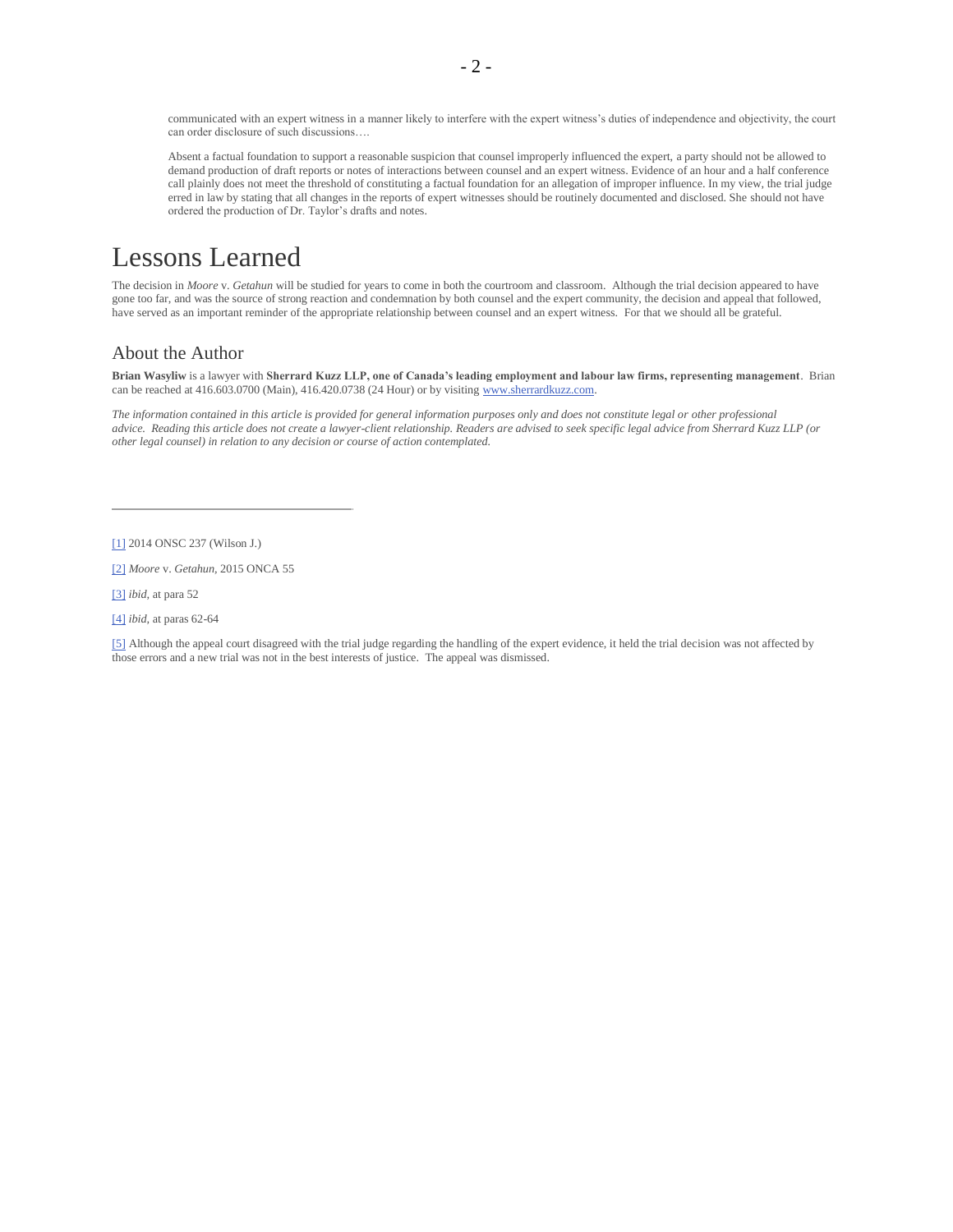> communicated with an expert witness in a manner likely to interfere with the expert witness's duties of independence and objectivity, the court can order disclosure of such discussions….
>
> Absent a factual foundation to support a reasonable suspicion that counsel improperly influenced the expert, a party should not be allowed to demand production of draft reports or notes of interactions between counsel and an expert witness. Evidence of an hour and a half conference call plainly does not meet the threshold of constituting a factual foundation for an allegation of improper influence. In my view, the trial judge erred in law by stating that all changes in the reports of expert witnesses should be routinely documented and disclosed. She should not have ordered the production of Dr. Taylor's drafts and notes.

# Lessons Learned

The decision in *Moore* v. *Getahun* will be studied for years to come in both the courtroom and classroom. Although the trial decision appeared to have gone too far, and was the source of strong reaction and condemnation by both counsel and the expert community, the decision and appeal that followed, have served as an important reminder of the appropriate relationship between counsel and an expert witness. For that we should all be grateful.

## About the Author

**Brian Wasyliw** is a lawyer with **Sherrard Kuzz LLP, one of Canada's leading employment and labour law firms, representing management**. Brian can be reached at 416.603.0700 (Main), 416.420.0738 (24 Hour) or by visiting www.sherrardkuzz.com.

*The information contained in this article is provided for general information purposes only and does not constitute legal or other professional advice. Reading this article does not create a lawyer-client relationship. Readers are advised to seek specific legal advice from Sherrard Kuzz LLP (or other legal counsel) in relation to any decision or course of action contemplated.*

---

[1] 2014 ONSC 237 (Wilson J.)

[2] *Moore* v. *Getahun*, 2015 ONCA 55

[3] *ibid*, at para 52

[4] *ibid*, at paras 62-64

[5] Although the appeal court disagreed with the trial judge regarding the handling of the expert evidence, it held the trial decision was not affected by those errors and a new trial was not in the best interests of justice. The appeal was dismissed.